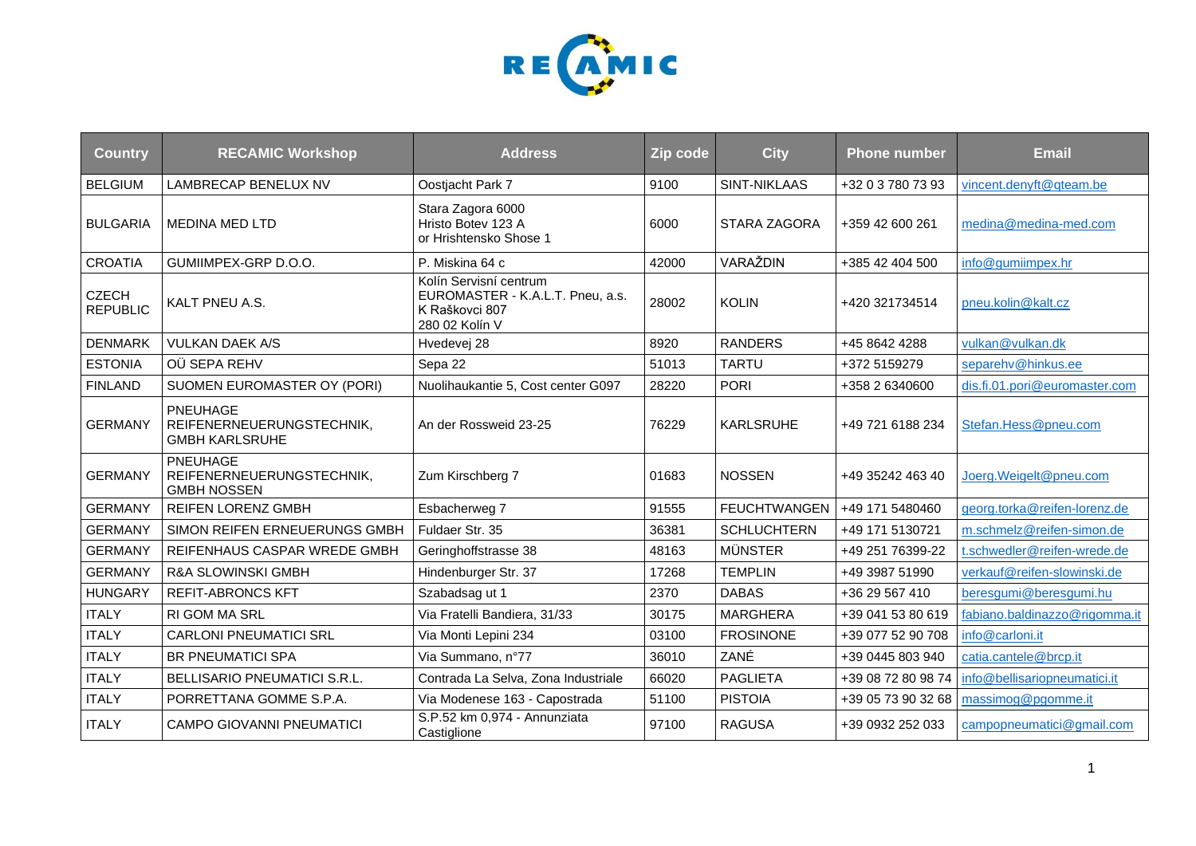| Country | RECAMIC Workshop | Address | Zip code | City | Phone number | Email |
|---|---|---|---|---|---|---|
| BELGIUM | LAMBRECAP BENELUX NV | Oostjacht Park 7 | 9100 | SINT-NIKLAAS | +32 0 3 780 73 93 | vincent.denyft@qteam.be |
| BULGARIA | MEDINA MED LTD | Stara Zagora 6000<br>Hristo Botev 123 A<br>or Hrishtensko Shose 1 | 6000 | STARA ZAGORA | +359 42 600 261 | medina@medina-med.com |
| CROATIA | GUMIIMPEX-GRP D.O.O. | P. Miskina 64 c | 42000 | VARAŽDIN | +385 42 404 500 | info@gumiimpex.hr |
| CZECH REPUBLIC | KALT PNEU A.S. | Kolín Servisní centrum<br>EUROMASTER - K.A.L.T. Pneu, a.s.<br>K Raškovci 807<br>280 02 Kolín V | 28002 | KOLIN | +420 321734514 | pneu.kolin@kalt.cz |
| DENMARK | VULKAN DAEK A/S | Hvedevej 28 | 8920 | RANDERS | +45 8642 4288 | vulkan@vulkan.dk |
| ESTONIA | OÜ SEPA REHV | Sepa 22 | 51013 | TARTU | +372 5159279 | separehv@hinkus.ee |
| FINLAND | SUOMEN EUROMASTER OY (PORI) | Nuolihaukantie 5, Cost center G097 | 28220 | PORI | +358 2 6340600 | dis.fi.01.pori@euromaster.com |
| GERMANY | PNEUHAGE REIFENERNEUERUNGSTECHNIK, GMBH KARLSRUHE | An der Rossweid 23-25 | 76229 | KARLSRUHE | +49 721 6188 234 | Stefan.Hess@pneu.com |
| GERMANY | PNEUHAGE REIFENERNEUERUNGSTECHNIK, GMBH NOSSEN | Zum Kirschberg 7 | 01683 | NOSSEN | +49 35242 463 40 | Joerg.Weigelt@pneu.com |
| GERMANY | REIFEN LORENZ GMBH | Esbacherweg 7 | 91555 | FEUCHTWANGEN | +49 171 5480460 | georg.torka@reifen-lorenz.de |
| GERMANY | SIMON REIFEN ERNEUERUNGS GMBH | Fuldaer Str. 35 | 36381 | SCHLUCHTERN | +49 171 5130721 | m.schmelz@reifen-simon.de |
| GERMANY | REIFENHAUS CASPAR WREDE GMBH | Geringhoffstrasse 38 | 48163 | MÜNSTER | +49 251 76399-22 | t.schwedler@reifen-wrede.de |
| GERMANY | R&A SLOWINSKI GMBH | Hindenburger Str. 37 | 17268 | TEMPLIN | +49 3987 51990 | verkauf@reifen-slowinski.de |
| HUNGARY | REFIT-ABRONCS KFT | Szabadsag ut 1 | 2370 | DABAS | +36 29 567 410 | beresgumi@beresgumi.hu |
| ITALY | RI GOM MA SRL | Via Fratelli Bandiera, 31/33 | 30175 | MARGHERA | +39 041 53 80 619 | fabiano.baldinazzo@rigomma.it |
| ITALY | CARLONI PNEUMATICI SRL | Via Monti Lepini 234 | 03100 | FROSINONE | +39 077 52 90 708 | info@carloni.it |
| ITALY | BR PNEUMATICI SPA | Via Summano, n°77 | 36010 | ZANÉ | +39 0445 803 940 | catia.cantele@brcp.it |
| ITALY | BELLISARIO PNEUMATICI S.R.L. | Contrada La Selva, Zona Industriale | 66020 | PAGLIETA | +39 08 72 80 98 74 | info@bellisariopneumatici.it |
| ITALY | PORRETTANA GOMME S.P.A. | Via Modenese 163 - Capostrada | 51100 | PISTOIA | +39 05 73 90 32 68 | massimog@pgomme.it |
| ITALY | CAMPO GIOVANNI PNEUMATICI | S.P.52 km 0,974 - Annunziata Castiglione | 97100 | RAGUSA | +39 0932 252 033 | campopneumatici@gmail.com |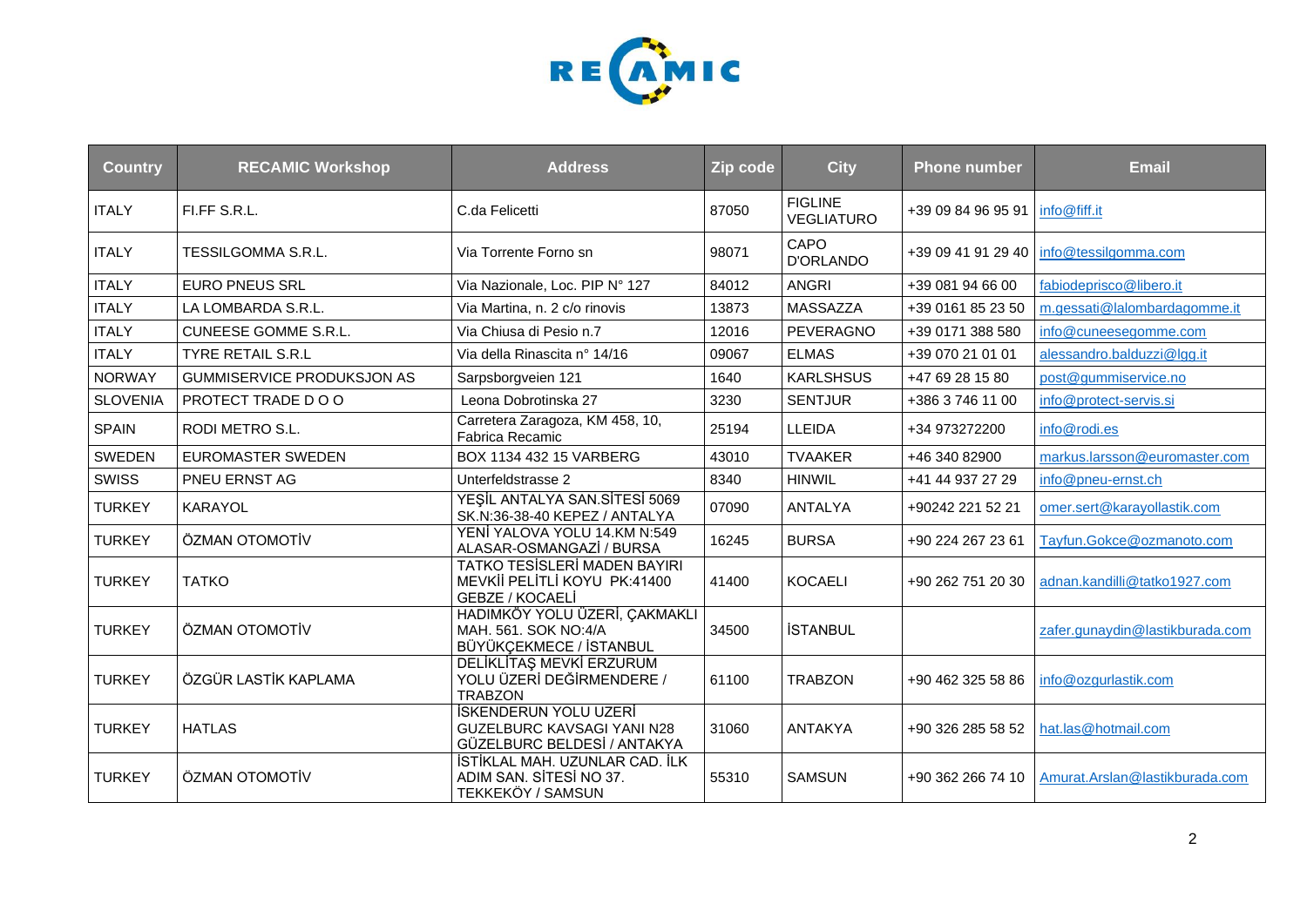| Country | RECAMIC Workshop | Address | Zip code | City | Phone number | Email |
|---|---|---|---|---|---|---|
| ITALY | FI.FF S.R.L. | C.da Felicetti | 87050 | FIGLINE VEGLIATURO | +39 09 84 96 95 91 | info@fiff.it |
| ITALY | TESSILGOMMA S.R.L. | Via Torrente Forno sn | 98071 | CAPO D'ORLANDO | +39 09 41 91 29 40 | info@tessilgomma.com |
| ITALY | EURO PNEUS SRL | Via Nazionale, Loc. PIP N° 127 | 84012 | ANGRI | +39 081 94 66 00 | fabiodeprisco@libero.it |
| ITALY | LA LOMBARDA S.R.L. | Via Martina, n. 2 c/o rinovis | 13873 | MASSAZZA | +39 0161 85 23 50 | m.gessati@lalombardagomme.it |
| ITALY | CUNEESE GOMME S.R.L. | Via Chiusa di Pesio n.7 | 12016 | PEVERAGNO | +39 0171 388 580 | info@cuneesegomme.com |
| ITALY | TYRE RETAIL S.R.L | Via della Rinascita n° 14/16 | 09067 | ELMAS | +39 070 21 01 01 | alessandro.balduzzi@lgg.it |
| NORWAY | GUMMISERVICE PRODUKSJON AS | Sarpsborgveien 121 | 1640 | KARLSHSUS | +47 69 28 15 80 | post@gummiservice.no |
| SLOVENIA | PROTECT TRADE D O O | Leona Dobrotinska 27 | 3230 | SENTJUR | +386 3 746 11 00 | info@protect-servis.si |
| SPAIN | RODI METRO S.L. | Carretera Zaragoza, KM 458, 10, Fabrica Recamic | 25194 | LLEIDA | +34 973272200 | info@rodi.es |
| SWEDEN | EUROMASTER SWEDEN | BOX 1134 432 15 VARBERG | 43010 | TVAAKER | +46 340 82900 | markus.larsson@euromaster.com |
| SWISS | PNEU ERNST AG | Unterfeldstrasse 2 | 8340 | HINWIL | +41 44 937 27 29 | info@pneu-ernst.ch |
| TURKEY | KARAYOL | YEŞİL ANTALYA SAN.SİTESİ 5069 SK.N:36-38-40 KEPEZ / ANTALYA | 07090 | ANTALYA | +90242 221 52 21 | omer.sert@karayollastik.com |
| TURKEY | ÖZMAN OTOMOTİV | YENİ YALOVA YOLU 14.KM N:549 ALASAR-OSMANGAZİ / BURSA | 16245 | BURSA | +90 224 267 23 61 | Tayfun.Gokce@ozmanoto.com |
| TURKEY | TATKO | TATKO TESİSLERİ MADEN BAYIRI MEVKİİ PELİTLİ KOYU PK:41400 GEBZE / KOCAELİ | 41400 | KOCAELI | +90 262 751 20 30 | adnan.kandilli@tatko1927.com |
| TURKEY | ÖZMAN OTOMOTİV | HADIMKÖY YOLU ÜZERİ, ÇAKMAKLI MAH. 561. SOK NO:4/A BÜYÜKÇEKMECE / İSTANBUL | 34500 | İSTANBUL | | zafer.gunaydin@lastikburada.com |
| TURKEY | ÖZGÜR LASTİK KAPLAMA | DELİKLİTAŞ MEVKİ ERZURUM YOLU ÜZERİ DEĞİRMENDERE / TRABZON | 61100 | TRABZON | +90 462 325 58 86 | info@ozgurlastik.com |
| TURKEY | HATLAS | İSKENDERUN YOLU UZERİ GUZELBURC KAVSAGI YANI N28 GÜZELBURC BELDESİ / ANTAKYA | 31060 | ANTAKYA | +90 326 285 58 52 | hat.las@hotmail.com |
| TURKEY | ÖZMAN OTOMOTİV | İSTİKLAL MAH. UZUNLAR CAD. İLK ADIM SAN. SİTESİ NO 37. TEKKEKÖY / SAMSUN | 55310 | SAMSUN | +90 362 266 74 10 | Amurat.Arslan@lastikburada.com |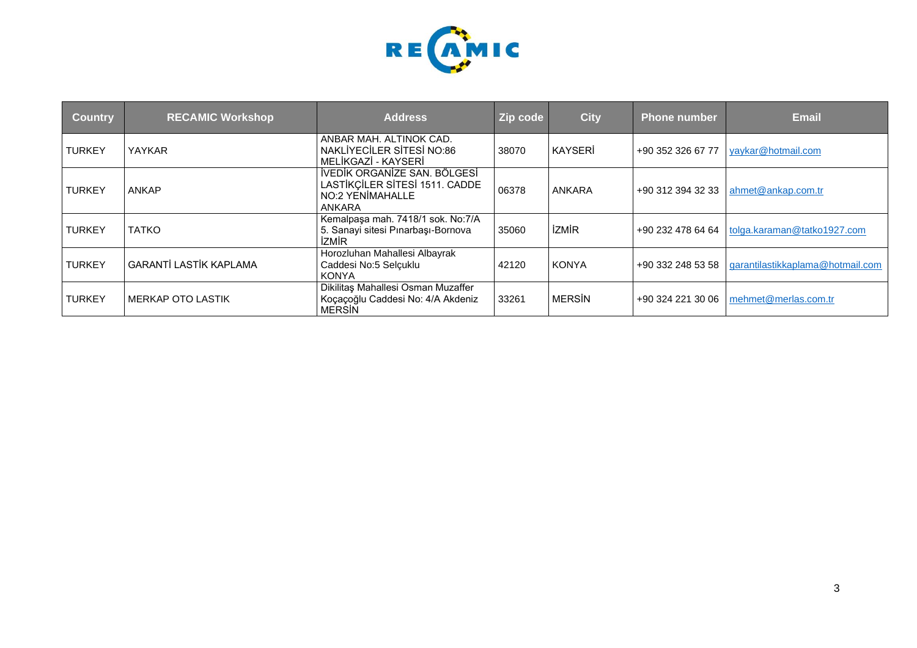| Country | RECAMIC Workshop | Address | Zip code | City | Phone number | Email |
|---|---|---|---|---|---|---|
| TURKEY | YAYKAR | ANBAR MAH. ALTINOK CAD. NAKLİYECİLER SİTESİ NO:86 MELİKGAZİ - KAYSERİ | 38070 | KAYSERİ | +90 352 326 67 77 | yaykar@hotmail.com |
| TURKEY | ANKAP | İVEDİK ORGANİZE SAN. BÖLGESİ LASTİKÇİLER SİTESİ 1511. CADDE NO:2 YENİMAHALLE ANKARA | 06378 | ANKARA | +90 312 394 32 33 | ahmet@ankap.com.tr |
| TURKEY | TATKO | Kemalpaşa mah. 7418/1 sok. No:7/A 5. Sanayi sitesi Pınarbaşı-Bornova İZMİR | 35060 | İZMİR | +90 232 478 64 64 | tolga.karaman@tatko1927.com |
| TURKEY | GARANTİ LASTİK KAPLAMA | Horozluhan Mahallesi Albayrak Caddesi No:5 Selçuklu KONYA | 42120 | KONYA | +90 332 248 53 58 | garantilastikkaplama@hotmail.com |
| TURKEY | MERKAP OTO LASTIK | Dikilitaş Mahallesi Osman Muzaffer Koçaçoğlu Caddesi No: 4/A Akdeniz MERSİN | 33261 | MERSİN | +90 324 221 30 06 | mehmet@merlas.com.tr |